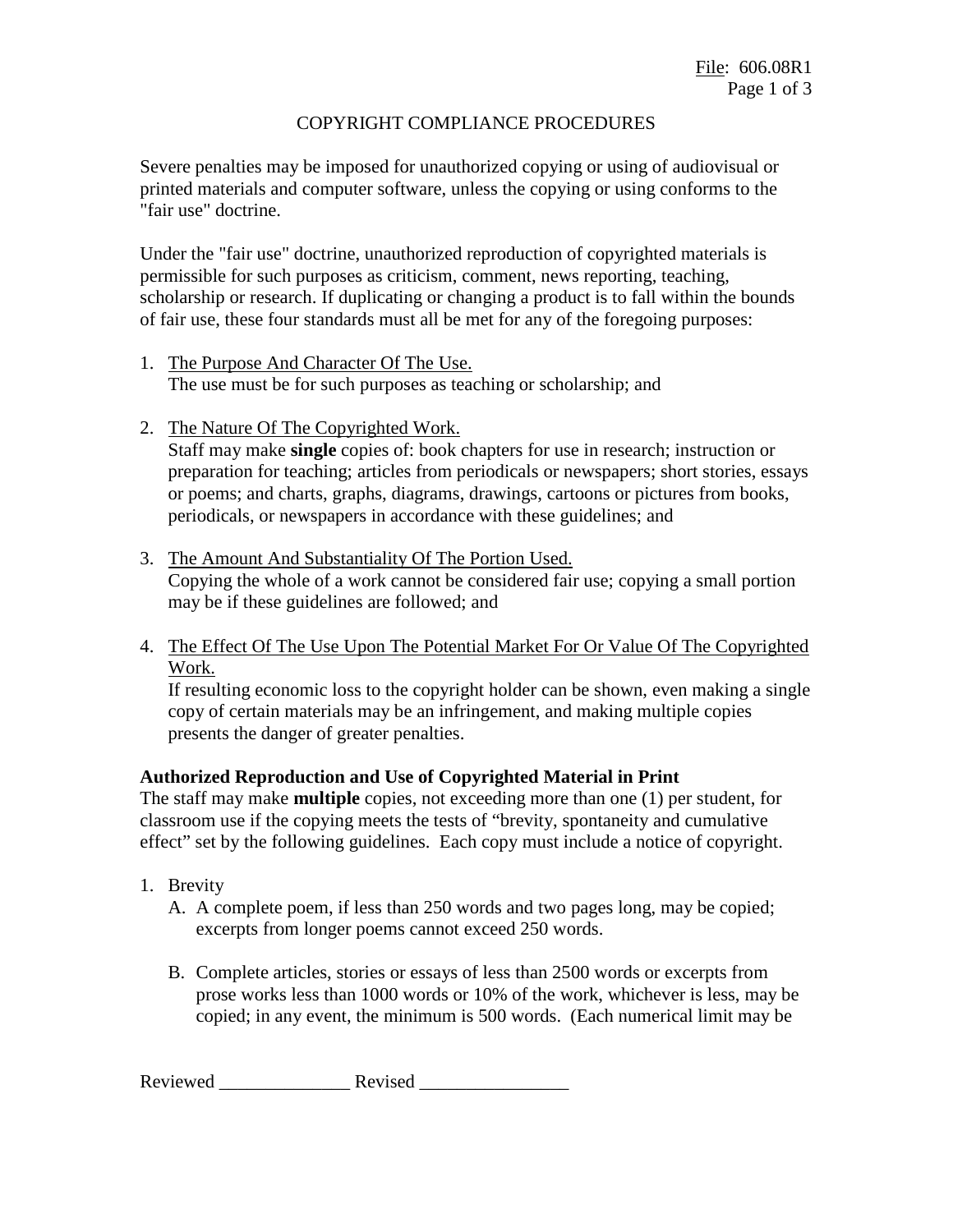# COPYRIGHT COMPLIANCE PROCEDURES

Severe penalties may be imposed for unauthorized copying or using of audiovisual or printed materials and computer software, unless the copying or using conforms to the "fair use" doctrine.

Under the "fair use" doctrine, unauthorized reproduction of copyrighted materials is permissible for such purposes as criticism, comment, news reporting, teaching, scholarship or research. If duplicating or changing a product is to fall within the bounds of fair use, these four standards must all be met for any of the foregoing purposes:

1. The Purpose And Character Of The Use.
   The use must be for such purposes as teaching or scholarship; and

2. The Nature Of The Copyrighted Work.
   Staff may make **single** copies of: book chapters for use in research; instruction or preparation for teaching; articles from periodicals or newspapers; short stories, essays or poems; and charts, graphs, diagrams, drawings, cartoons or pictures from books, periodicals, or newspapers in accordance with these guidelines; and

3. The Amount And Substantiality Of The Portion Used.
   Copying the whole of a work cannot be considered fair use; copying a small portion may be if these guidelines are followed; and

4. The Effect Of The Use Upon The Potential Market For Or Value Of The Copyrighted Work.
   If resulting economic loss to the copyright holder can be shown, even making a single copy of certain materials may be an infringement, and making multiple copies presents the danger of greater penalties.

**Authorized Reproduction and Use of Copyrighted Material in Print**

The staff may make **multiple** copies, not exceeding more than one (1) per student, for classroom use if the copying meets the tests of "brevity, spontaneity and cumulative effect" set by the following guidelines. Each copy must include a notice of copyright.

1. Brevity
   A. A complete poem, if less than 250 words and two pages long, may be copied; excerpts from longer poems cannot exceed 250 words.

   B. Complete articles, stories or essays of less than 2500 words or excerpts from prose works less than 1000 words or 10% of the work, whichever is less, may be copied; in any event, the minimum is 500 words. (Each numerical limit may be

Reviewed ______________ Revised ________________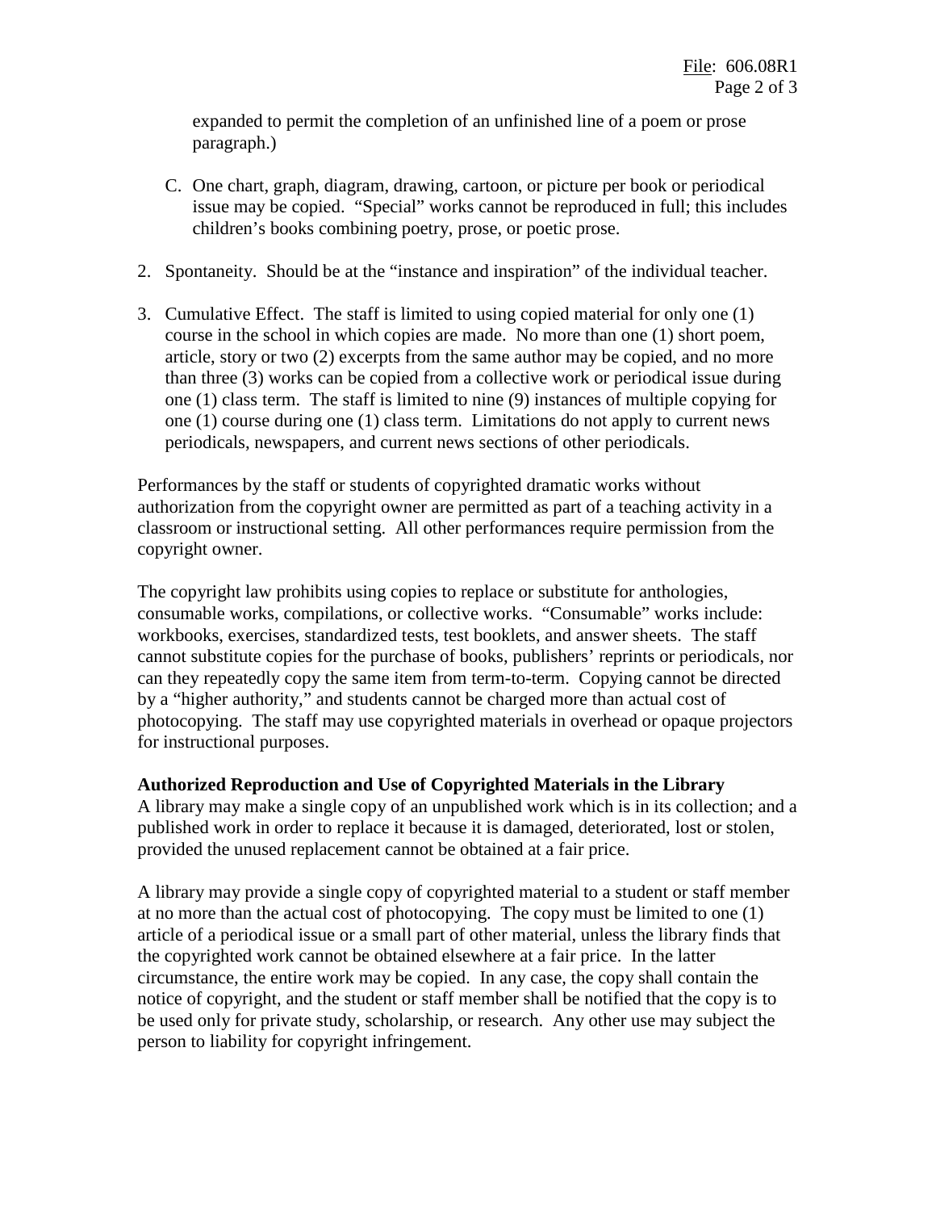expanded to permit the completion of an unfinished line of a poem or prose paragraph.)

C. One chart, graph, diagram, drawing, cartoon, or picture per book or periodical issue may be copied. "Special" works cannot be reproduced in full; this includes children's books combining poetry, prose, or poetic prose.

2. Spontaneity. Should be at the "instance and inspiration" of the individual teacher.

3. Cumulative Effect. The staff is limited to using copied material for only one (1) course in the school in which copies are made. No more than one (1) short poem, article, story or two (2) excerpts from the same author may be copied, and no more than three (3) works can be copied from a collective work or periodical issue during one (1) class term. The staff is limited to nine (9) instances of multiple copying for one (1) course during one (1) class term. Limitations do not apply to current news periodicals, newspapers, and current news sections of other periodicals.

Performances by the staff or students of copyrighted dramatic works without authorization from the copyright owner are permitted as part of a teaching activity in a classroom or instructional setting. All other performances require permission from the copyright owner.

The copyright law prohibits using copies to replace or substitute for anthologies, consumable works, compilations, or collective works. "Consumable" works include: workbooks, exercises, standardized tests, test booklets, and answer sheets. The staff cannot substitute copies for the purchase of books, publishers' reprints or periodicals, nor can they repeatedly copy the same item from term-to-term. Copying cannot be directed by a "higher authority," and students cannot be charged more than actual cost of photocopying. The staff may use copyrighted materials in overhead or opaque projectors for instructional purposes.

**Authorized Reproduction and Use of Copyrighted Materials in the Library**

A library may make a single copy of an unpublished work which is in its collection; and a published work in order to replace it because it is damaged, deteriorated, lost or stolen, provided the unused replacement cannot be obtained at a fair price.

A library may provide a single copy of copyrighted material to a student or staff member at no more than the actual cost of photocopying. The copy must be limited to one (1) article of a periodical issue or a small part of other material, unless the library finds that the copyrighted work cannot be obtained elsewhere at a fair price. In the latter circumstance, the entire work may be copied. In any case, the copy shall contain the notice of copyright, and the student or staff member shall be notified that the copy is to be used only for private study, scholarship, or research. Any other use may subject the person to liability for copyright infringement.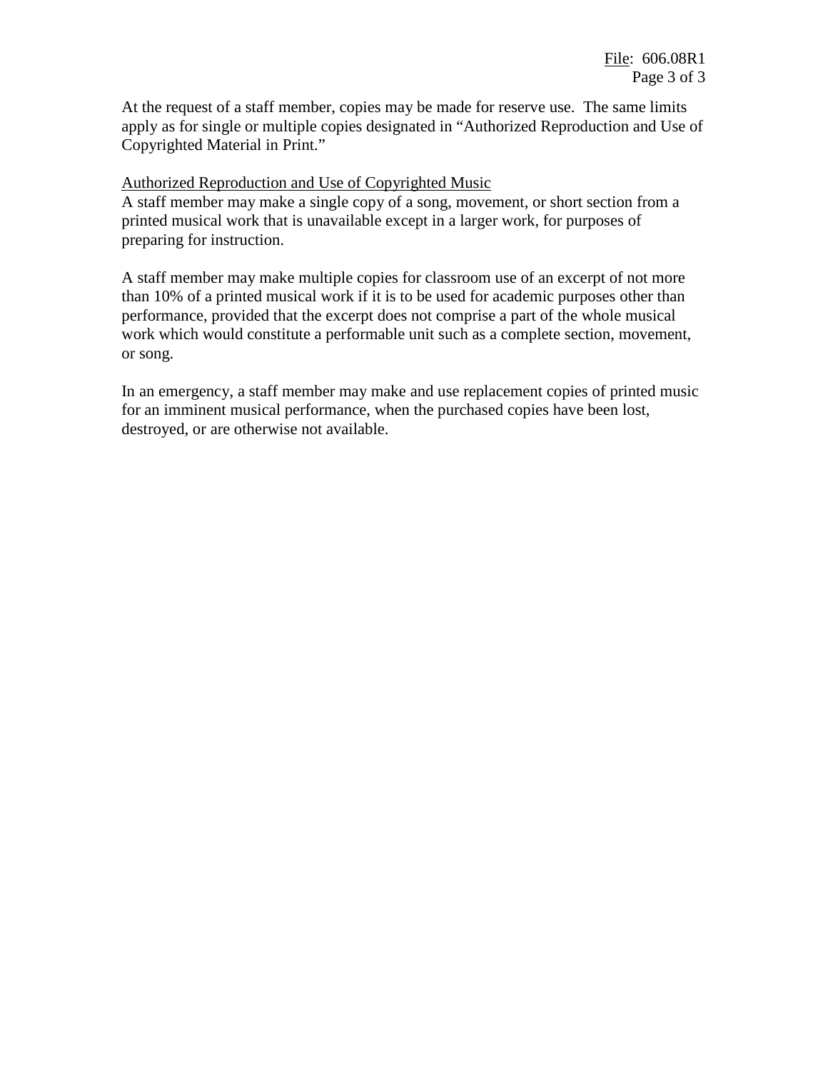At the request of a staff member, copies may be made for reserve use. The same limits apply as for single or multiple copies designated in "Authorized Reproduction and Use of Copyrighted Material in Print."

## Authorized Reproduction and Use of Copyrighted Music

A staff member may make a single copy of a song, movement, or short section from a printed musical work that is unavailable except in a larger work, for purposes of preparing for instruction.

A staff member may make multiple copies for classroom use of an excerpt of not more than 10% of a printed musical work if it is to be used for academic purposes other than performance, provided that the excerpt does not comprise a part of the whole musical work which would constitute a performable unit such as a complete section, movement, or song.

In an emergency, a staff member may make and use replacement copies of printed music for an imminent musical performance, when the purchased copies have been lost, destroyed, or are otherwise not available.